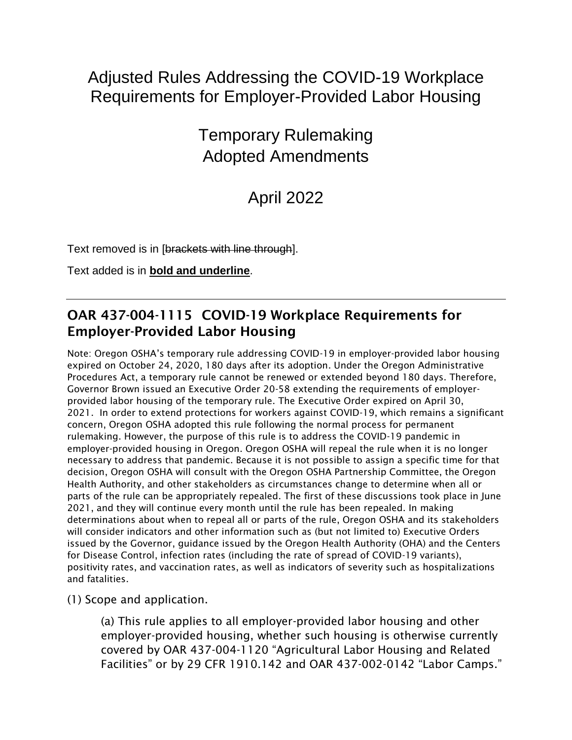# Adjusted Rules Addressing the COVID-19 Workplace Requirements for Employer-Provided Labor Housing

## Temporary Rulemaking
## Adopted Amendments

## April 2022

Text removed is in [~~brackets with line through~~].

Text added is in **<u>bold and underline</u>**.

---

## OAR 437-004-1115 COVID-19 Workplace Requirements for Employer-Provided Labor Housing

Note: Oregon OSHA's temporary rule addressing COVID-19 in employer-provided labor housing expired on October 24, 2020, 180 days after its adoption. Under the Oregon Administrative Procedures Act, a temporary rule cannot be renewed or extended beyond 180 days. Therefore, Governor Brown issued an Executive Order 20-58 extending the requirements of employer-provided labor housing of the temporary rule. The Executive Order expired on April 30, 2021. In order to extend protections for workers against COVID-19, which remains a significant concern, Oregon OSHA adopted this rule following the normal process for permanent rulemaking. However, the purpose of this rule is to address the COVID-19 pandemic in employer-provided housing in Oregon. Oregon OSHA will repeal the rule when it is no longer necessary to address that pandemic. Because it is not possible to assign a specific time for that decision, Oregon OSHA will consult with the Oregon OSHA Partnership Committee, the Oregon Health Authority, and other stakeholders as circumstances change to determine when all or parts of the rule can be appropriately repealed. The first of these discussions took place in June 2021, and they will continue every month until the rule has been repealed. In making determinations about when to repeal all or parts of the rule, Oregon OSHA and its stakeholders will consider indicators and other information such as (but not limited to) Executive Orders issued by the Governor, guidance issued by the Oregon Health Authority (OHA) and the Centers for Disease Control, infection rates (including the rate of spread of COVID-19 variants), positivity rates, and vaccination rates, as well as indicators of severity such as hospitalizations and fatalities.

(1) Scope and application.

(a) This rule applies to all employer-provided labor housing and other employer-provided housing, whether such housing is otherwise currently covered by OAR 437-004-1120 "Agricultural Labor Housing and Related Facilities" or by 29 CFR 1910.142 and OAR 437-002-0142 "Labor Camps."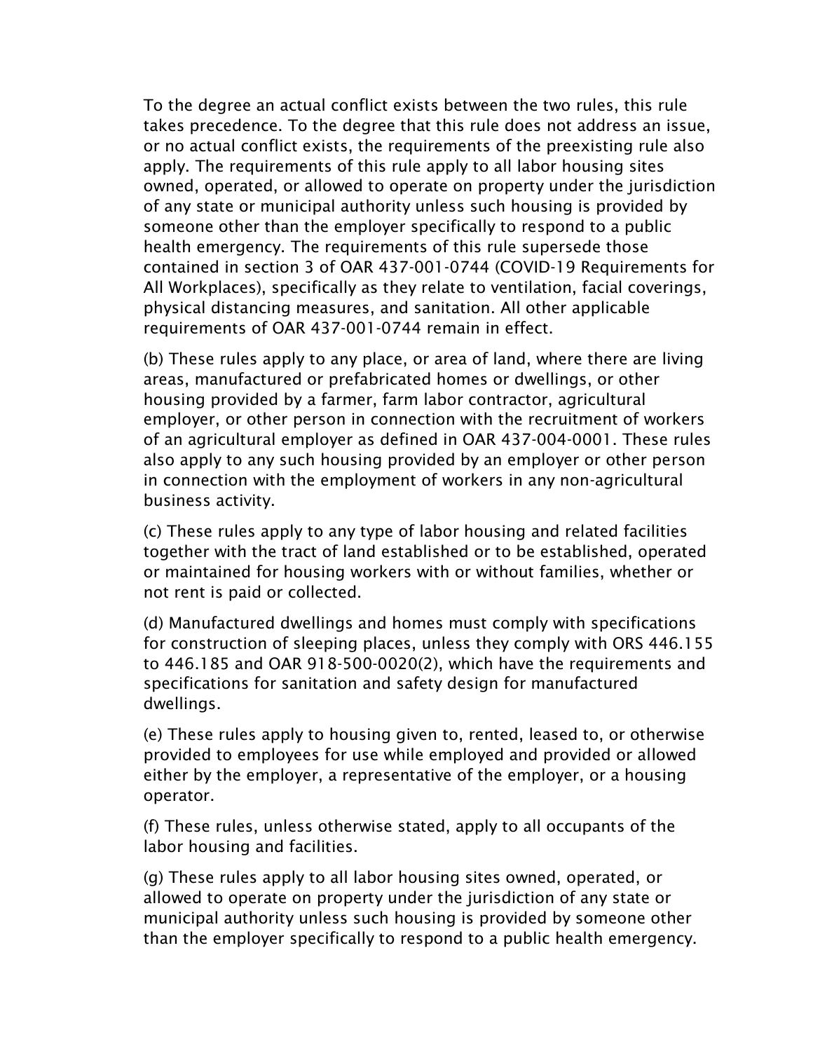To the degree an actual conflict exists between the two rules, this rule takes precedence. To the degree that this rule does not address an issue, or no actual conflict exists, the requirements of the preexisting rule also apply. The requirements of this rule apply to all labor housing sites owned, operated, or allowed to operate on property under the jurisdiction of any state or municipal authority unless such housing is provided by someone other than the employer specifically to respond to a public health emergency. The requirements of this rule supersede those contained in section 3 of OAR 437-001-0744 (COVID-19 Requirements for All Workplaces), specifically as they relate to ventilation, facial coverings, physical distancing measures, and sanitation. All other applicable requirements of OAR 437-001-0744 remain in effect.

(b) These rules apply to any place, or area of land, where there are living areas, manufactured or prefabricated homes or dwellings, or other housing provided by a farmer, farm labor contractor, agricultural employer, or other person in connection with the recruitment of workers of an agricultural employer as defined in OAR 437-004-0001. These rules also apply to any such housing provided by an employer or other person in connection with the employment of workers in any non-agricultural business activity.

(c) These rules apply to any type of labor housing and related facilities together with the tract of land established or to be established, operated or maintained for housing workers with or without families, whether or not rent is paid or collected.

(d) Manufactured dwellings and homes must comply with specifications for construction of sleeping places, unless they comply with ORS 446.155 to 446.185 and OAR 918-500-0020(2), which have the requirements and specifications for sanitation and safety design for manufactured dwellings.

(e) These rules apply to housing given to, rented, leased to, or otherwise provided to employees for use while employed and provided or allowed either by the employer, a representative of the employer, or a housing operator.

(f) These rules, unless otherwise stated, apply to all occupants of the labor housing and facilities.

(g) These rules apply to all labor housing sites owned, operated, or allowed to operate on property under the jurisdiction of any state or municipal authority unless such housing is provided by someone other than the employer specifically to respond to a public health emergency.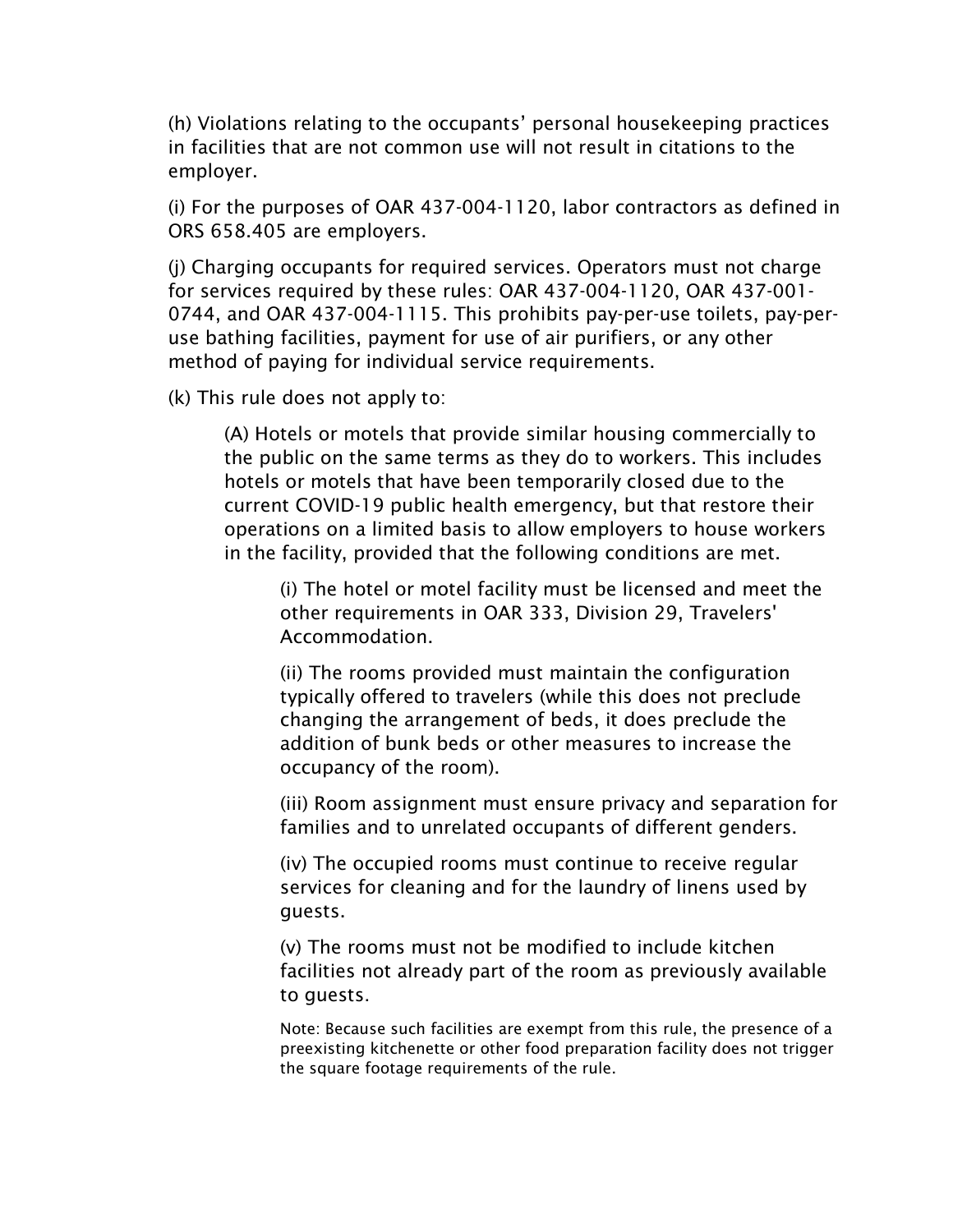(h) Violations relating to the occupants' personal housekeeping practices in facilities that are not common use will not result in citations to the employer.

(i) For the purposes of OAR 437-004-1120, labor contractors as defined in ORS 658.405 are employers.

(j) Charging occupants for required services. Operators must not charge for services required by these rules: OAR 437-004-1120, OAR 437-001-0744, and OAR 437-004-1115. This prohibits pay-per-use toilets, pay-per-use bathing facilities, payment for use of air purifiers, or any other method of paying for individual service requirements.

(k) This rule does not apply to:

> (A) Hotels or motels that provide similar housing commercially to the public on the same terms as they do to workers. This includes hotels or motels that have been temporarily closed due to the current COVID-19 public health emergency, but that restore their operations on a limited basis to allow employers to house workers in the facility, provided that the following conditions are met.
>
> > (i) The hotel or motel facility must be licensed and meet the other requirements in OAR 333, Division 29, Travelers' Accommodation.
> >
> > (ii) The rooms provided must maintain the configuration typically offered to travelers (while this does not preclude changing the arrangement of beds, it does preclude the addition of bunk beds or other measures to increase the occupancy of the room).
> >
> > (iii) Room assignment must ensure privacy and separation for families and to unrelated occupants of different genders.
> >
> > (iv) The occupied rooms must continue to receive regular services for cleaning and for the laundry of linens used by guests.
> >
> > (v) The rooms must not be modified to include kitchen facilities not already part of the room as previously available to guests.
> >
> > Note: Because such facilities are exempt from this rule, the presence of a preexisting kitchenette or other food preparation facility does not trigger the square footage requirements of the rule.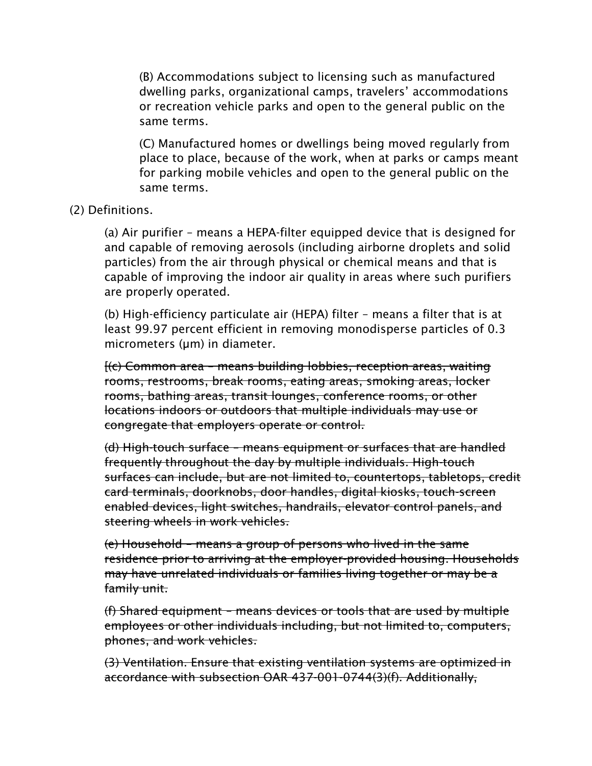(B) Accommodations subject to licensing such as manufactured dwelling parks, organizational camps, travelers' accommodations or recreation vehicle parks and open to the general public on the same terms.

(C) Manufactured homes or dwellings being moved regularly from place to place, because of the work, when at parks or camps meant for parking mobile vehicles and open to the general public on the same terms.

(2) Definitions.

(a) Air purifier – means a HEPA-filter equipped device that is designed for and capable of removing aerosols (including airborne droplets and solid particles) from the air through physical or chemical means and that is capable of improving the indoor air quality in areas where such purifiers are properly operated.

(b) High-efficiency particulate air (HEPA) filter – means a filter that is at least 99.97 percent efficient in removing monodisperse particles of 0.3 micrometers (μm) in diameter.

~~[(c) Common area – means building lobbies, reception areas, waiting rooms, restrooms, break rooms, eating areas, smoking areas, locker rooms, bathing areas, transit lounges, conference rooms, or other locations indoors or outdoors that multiple individuals may use or congregate that employers operate or control.~~

~~(d) High-touch surface – means equipment or surfaces that are handled frequently throughout the day by multiple individuals. High-touch surfaces can include, but are not limited to, countertops, tabletops, credit card terminals, doorknobs, door handles, digital kiosks, touch-screen enabled devices, light switches, handrails, elevator control panels, and steering wheels in work vehicles.~~

~~(e) Household – means a group of persons who lived in the same residence prior to arriving at the employer-provided housing. Households may have unrelated individuals or families living together or may be a family unit.~~

~~(f) Shared equipment – means devices or tools that are used by multiple employees or other individuals including, but not limited to, computers, phones, and work vehicles.~~

~~(3) Ventilation. Ensure that existing ventilation systems are optimized in accordance with subsection OAR 437-001-0744(3)(f). Additionally,~~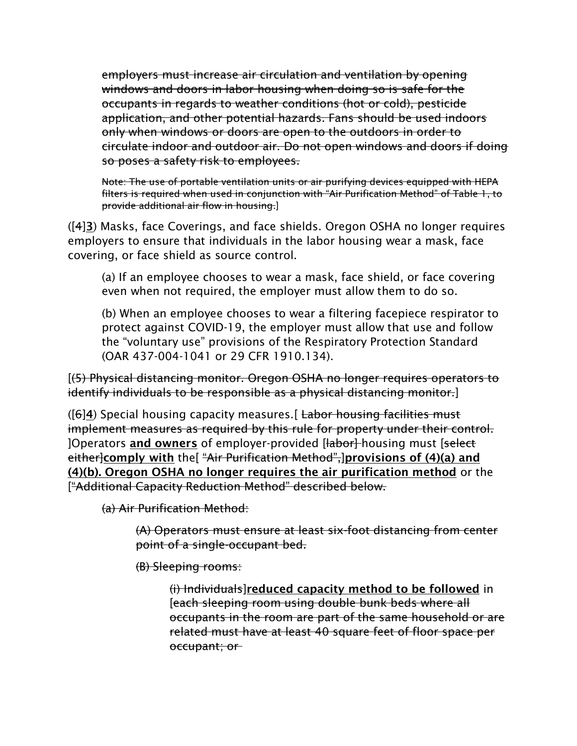~~employers must increase air circulation and ventilation by opening windows and doors in labor housing when doing so is safe for the occupants in regards to weather conditions (hot or cold), pesticide application, and other potential hazards. Fans should be used indoors only when windows or doors are open to the outdoors in order to circulate indoor and outdoor air. Do not open windows and doors if doing so poses a safety risk to employees.~~

~~Note: The use of portable ventilation units or air purifying devices equipped with HEPA filters is required when used in conjunction with "Air Purification Method" of Table 1, to provide additional air flow in housing.~~]

([~~4~~]**3**) Masks, face Coverings, and face shields. Oregon OSHA no longer requires employers to ensure that individuals in the labor housing wear a mask, face covering, or face shield as source control.

(a) If an employee chooses to wear a mask, face shield, or face covering even when not required, the employer must allow them to do so.

(b) When an employee chooses to wear a filtering facepiece respirator to protect against COVID-19, the employer must allow that use and follow the "voluntary use" provisions of the Respiratory Protection Standard (OAR 437-004-1041 or 29 CFR 1910.134).

[~~(5) Physical distancing monitor. Oregon OSHA no longer requires operators to identify individuals to be responsible as a physical distancing monitor.~~]

([~~6~~]**4**) Special housing capacity measures.[ ~~Labor housing facilities must implement measures as required by this rule for property under their control.~~ ]Operators **and owners** of employer-provided [~~labor~~] housing must [~~select either~~]**comply with** the[ ~~"Air Purification Method",~~]**provisions of (4)(a) and (4)(b). Oregon OSHA no longer requires the air purification method** or the [~~"Additional Capacity Reduction Method" described below.~~

~~(a) Air Purification Method:~~

~~(A) Operators must ensure at least six-foot distancing from center point of a single-occupant bed.~~

~~(B) Sleeping rooms:~~

~~(i) Individuals~~]**reduced capacity method to be followed** in [~~each sleeping room using double bunk beds where all occupants in the room are part of the same household or are related must have at least 40 square feet of floor space per occupant; or~~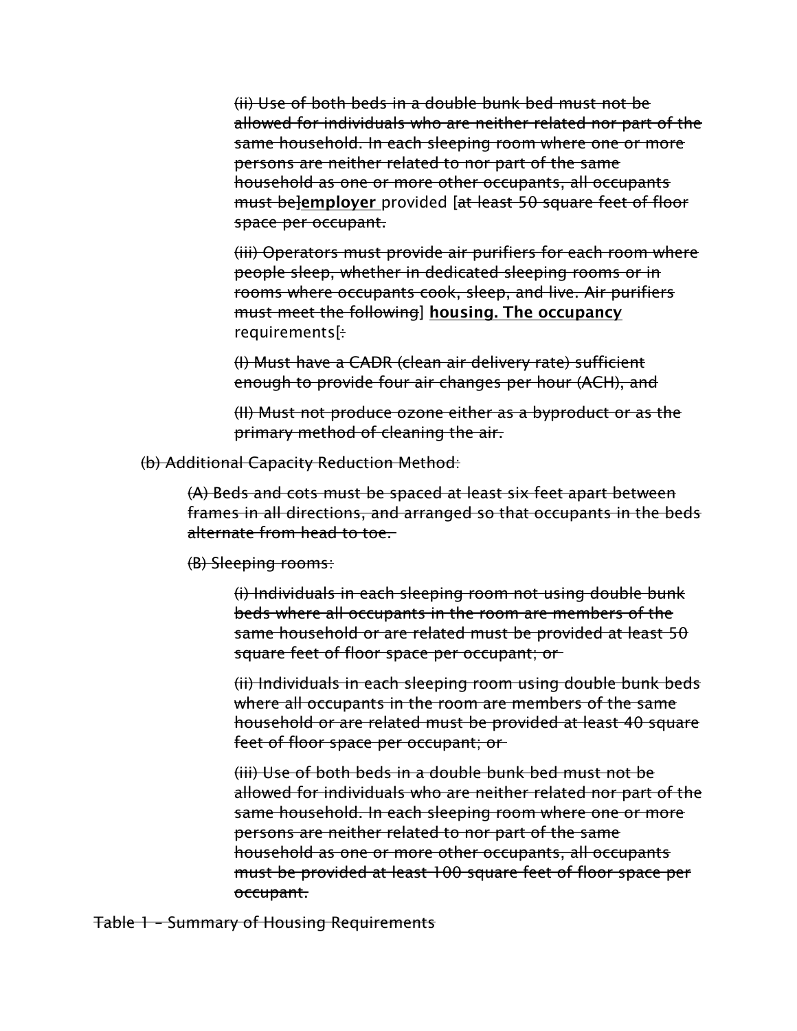~~(ii) Use of both beds in a double bunk bed must not be allowed for individuals who are neither related nor part of the same household. In each sleeping room where one or more persons are neither related to nor part of the same household as one or more other occupants, all occupants must be]~~**<u>employer</u>** provided [~~at least 50 square feet of floor space per occupant.~~

~~(iii) Operators must provide air purifiers for each room where people sleep, whether in dedicated sleeping rooms or in rooms where occupants cook, sleep, and live. Air purifiers must meet the following~~] **<u>housing. The occupancy</u>** requirements[~~:~~

~~(I) Must have a CADR (clean air delivery rate) sufficient enough to provide four air changes per hour (ACH), and~~

~~(II) Must not produce ozone either as a byproduct or as the primary method of cleaning the air.~~

~~(b) Additional Capacity Reduction Method:~~

~~(A) Beds and cots must be spaced at least six feet apart between frames in all directions, and arranged so that occupants in the beds alternate from head to toe.~~

~~(B) Sleeping rooms:~~

~~(i) Individuals in each sleeping room not using double bunk beds where all occupants in the room are members of the same household or are related must be provided at least 50 square feet of floor space per occupant; or~~

~~(ii) Individuals in each sleeping room using double bunk beds where all occupants in the room are members of the same household or are related must be provided at least 40 square feet of floor space per occupant; or~~

~~(iii) Use of both beds in a double bunk bed must not be allowed for individuals who are neither related nor part of the same household. In each sleeping room where one or more persons are neither related to nor part of the same household as one or more other occupants, all occupants must be provided at least 100 square feet of floor space per occupant.~~

~~Table 1 – Summary of Housing Requirements~~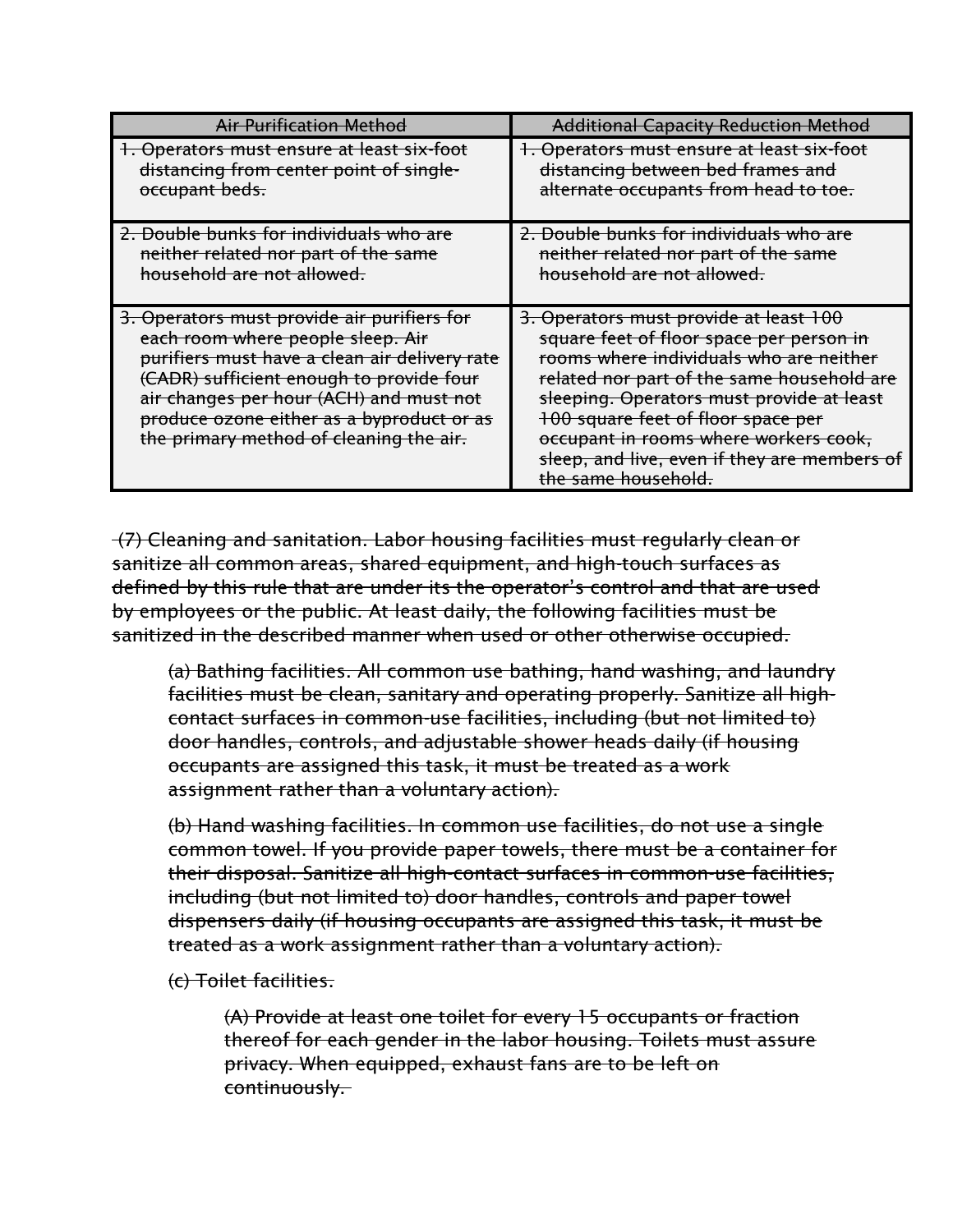| ~~Air Purification Method~~ | ~~Additional Capacity Reduction Method~~ |
|---|---|
| ~~1. Operators must ensure at least six-foot distancing from center point of single-occupant beds.~~ | ~~1. Operators must ensure at least six-foot distancing between bed frames and alternate occupants from head to toe.~~ |
| ~~2. Double bunks for individuals who are neither related nor part of the same household are not allowed.~~ | ~~2. Double bunks for individuals who are neither related nor part of the same household are not allowed.~~ |
| ~~3. Operators must provide air purifiers for each room where people sleep. Air purifiers must have a clean air delivery rate (CADR) sufficient enough to provide four air changes per hour (ACH) and must not produce ozone either as a byproduct or as the primary method of cleaning the air.~~ | ~~3. Operators must provide at least 100 square feet of floor space per person in rooms where individuals who are neither related nor part of the same household are sleeping. Operators must provide at least 100 square feet of floor space per occupant in rooms where workers cook, sleep, and live, even if they are members of the same household.~~ |

~~(7) Cleaning and sanitation. Labor housing facilities must regularly clean or sanitize all common areas, shared equipment, and high-touch surfaces as defined by this rule that are under its the operator's control and that are used by employees or the public. At least daily, the following facilities must be sanitized in the described manner when used or other otherwise occupied.~~

~~(a) Bathing facilities. All common use bathing, hand washing, and laundry facilities must be clean, sanitary and operating properly. Sanitize all high-contact surfaces in common-use facilities, including (but not limited to) door handles, controls, and adjustable shower heads daily (if housing occupants are assigned this task, it must be treated as a work assignment rather than a voluntary action).~~

~~(b) Hand washing facilities. In common use facilities, do not use a single common towel. If you provide paper towels, there must be a container for their disposal. Sanitize all high-contact surfaces in common-use facilities, including (but not limited to) door handles, controls and paper towel dispensers daily (if housing occupants are assigned this task, it must be treated as a work assignment rather than a voluntary action).~~

~~(c) Toilet facilities.~~

~~(A) Provide at least one toilet for every 15 occupants or fraction thereof for each gender in the labor housing. Toilets must assure privacy. When equipped, exhaust fans are to be left on continuously.~~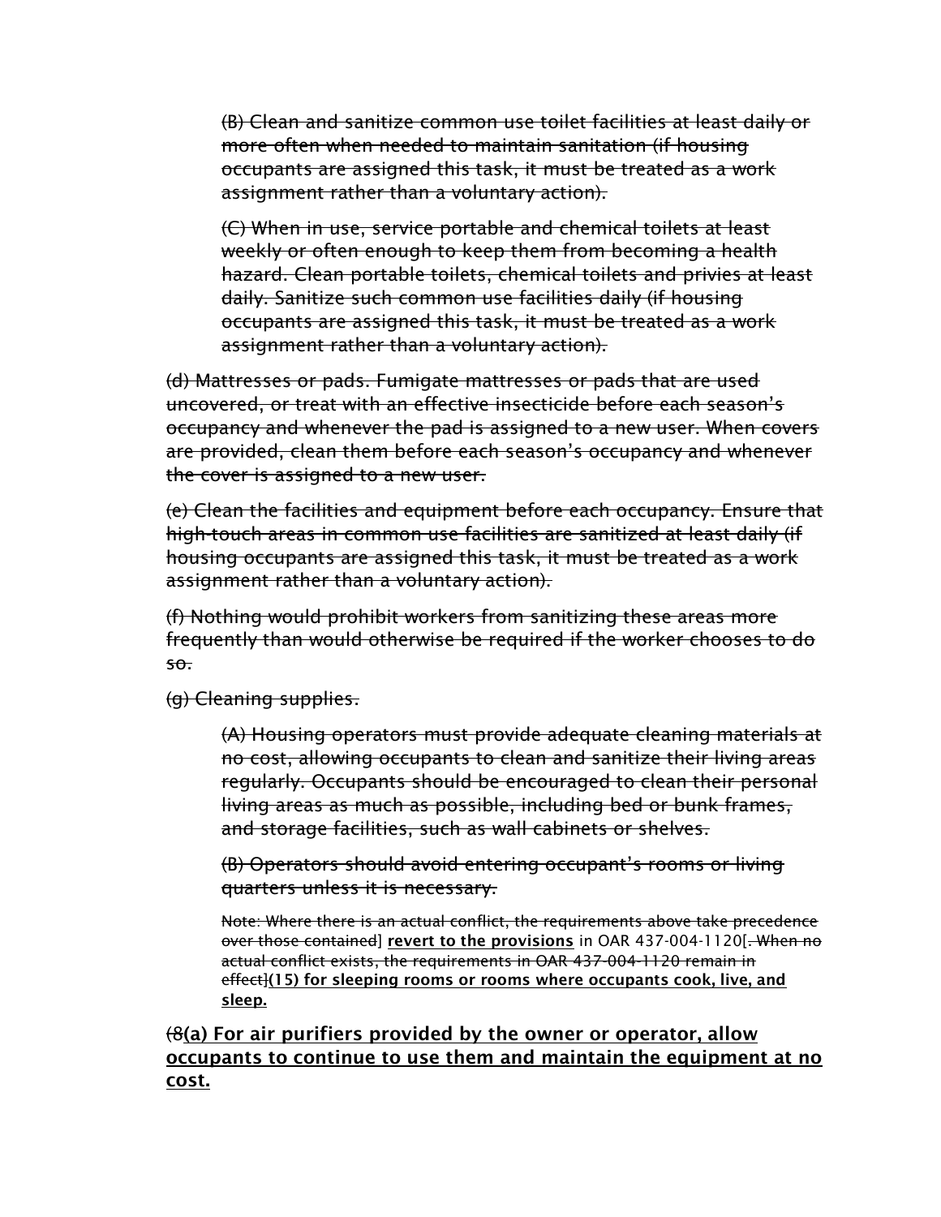~~(B) Clean and sanitize common use toilet facilities at least daily or more often when needed to maintain sanitation (if housing occupants are assigned this task, it must be treated as a work assignment rather than a voluntary action).~~

~~(C) When in use, service portable and chemical toilets at least weekly or often enough to keep them from becoming a health hazard. Clean portable toilets, chemical toilets and privies at least daily. Sanitize such common use facilities daily (if housing occupants are assigned this task, it must be treated as a work assignment rather than a voluntary action).~~

~~(d) Mattresses or pads. Fumigate mattresses or pads that are used uncovered, or treat with an effective insecticide before each season's occupancy and whenever the pad is assigned to a new user. When covers are provided, clean them before each season's occupancy and whenever the cover is assigned to a new user.~~

~~(e) Clean the facilities and equipment before each occupancy. Ensure that high-touch areas in common use facilities are sanitized at least daily (if housing occupants are assigned this task, it must be treated as a work assignment rather than a voluntary action).~~

~~(f) Nothing would prohibit workers from sanitizing these areas more frequently than would otherwise be required if the worker chooses to do so.~~

~~(g) Cleaning supplies.~~

~~(A) Housing operators must provide adequate cleaning materials at no cost, allowing occupants to clean and sanitize their living areas regularly. Occupants should be encouraged to clean their personal living areas as much as possible, including bed or bunk frames, and storage facilities, such as wall cabinets or shelves.~~

~~(B) Operators should avoid entering occupant's rooms or living quarters unless it is necessary.~~

~~Note: Where there is an actual conflict, the requirements above take precedence over those contained~~] **revert to the provisions** in OAR 437-004-1120[~~. When no actual conflict exists, the requirements in OAR 437-004-1120 remain in effect~~]**(15) for sleeping rooms or rooms where occupants cook, live, and sleep.**

~~(8~~**(a) For air purifiers provided by the owner or operator, allow occupants to continue to use them and maintain the equipment at no cost.**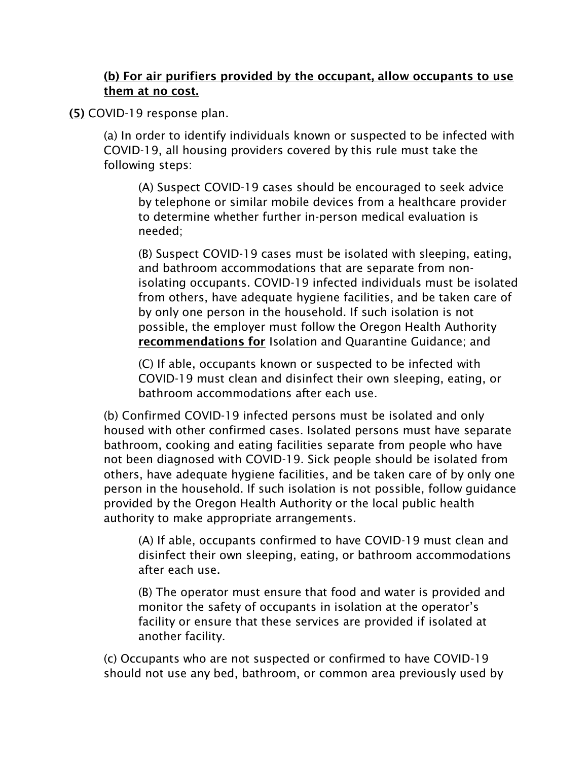**<u>(b) For air purifiers provided by the occupant, allow occupants to use them at no cost.</u>**

**<u>(5)</u>** COVID-19 response plan.

(a) In order to identify individuals known or suspected to be infected with COVID-19, all housing providers covered by this rule must take the following steps:

(A) Suspect COVID-19 cases should be encouraged to seek advice by telephone or similar mobile devices from a healthcare provider to determine whether further in-person medical evaluation is needed;

(B) Suspect COVID-19 cases must be isolated with sleeping, eating, and bathroom accommodations that are separate from non-isolating occupants. COVID-19 infected individuals must be isolated from others, have adequate hygiene facilities, and be taken care of by only one person in the household. If such isolation is not possible, the employer must follow the Oregon Health Authority **<u>recommendations for</u>** Isolation and Quarantine Guidance; and

(C) If able, occupants known or suspected to be infected with COVID-19 must clean and disinfect their own sleeping, eating, or bathroom accommodations after each use.

(b) Confirmed COVID-19 infected persons must be isolated and only housed with other confirmed cases. Isolated persons must have separate bathroom, cooking and eating facilities separate from people who have not been diagnosed with COVID-19. Sick people should be isolated from others, have adequate hygiene facilities, and be taken care of by only one person in the household. If such isolation is not possible, follow guidance provided by the Oregon Health Authority or the local public health authority to make appropriate arrangements.

(A) If able, occupants confirmed to have COVID-19 must clean and disinfect their own sleeping, eating, or bathroom accommodations after each use.

(B) The operator must ensure that food and water is provided and monitor the safety of occupants in isolation at the operator's facility or ensure that these services are provided if isolated at another facility.

(c) Occupants who are not suspected or confirmed to have COVID-19 should not use any bed, bathroom, or common area previously used by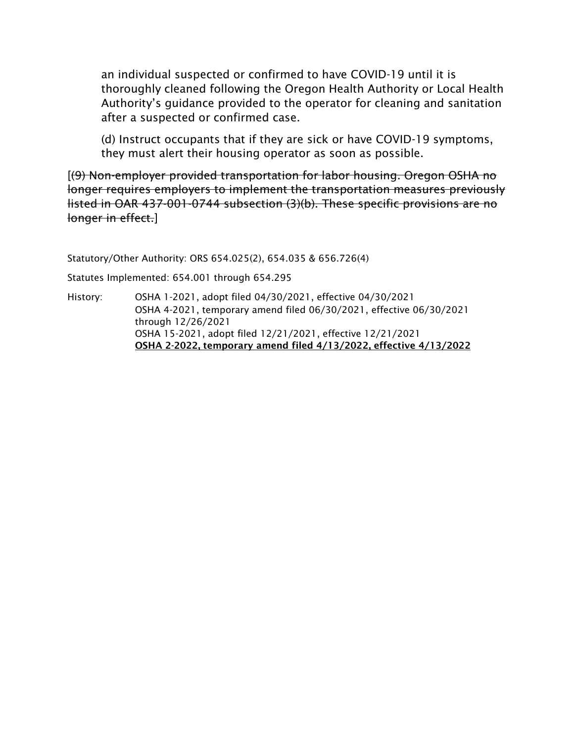an individual suspected or confirmed to have COVID-19 until it is thoroughly cleaned following the Oregon Health Authority or Local Health Authority's guidance provided to the operator for cleaning and sanitation after a suspected or confirmed case.

(d) Instruct occupants that if they are sick or have COVID-19 symptoms, they must alert their housing operator as soon as possible.

[~~(9) Non-employer provided transportation for labor housing. Oregon OSHA no longer requires employers to implement the transportation measures previously listed in OAR 437-001-0744 subsection (3)(b). These specific provisions are no longer in effect.~~]

Statutory/Other Authority: ORS 654.025(2), 654.035 & 656.726(4)

Statutes Implemented: 654.001 through 654.295

History: OSHA 1-2021, adopt filed 04/30/2021, effective 04/30/2021
OSHA 4-2021, temporary amend filed 06/30/2021, effective 06/30/2021 through 12/26/2021
OSHA 15-2021, adopt filed 12/21/2021, effective 12/21/2021
**<u>OSHA 2-2022, temporary amend filed 4/13/2022, effective 4/13/2022</u>**